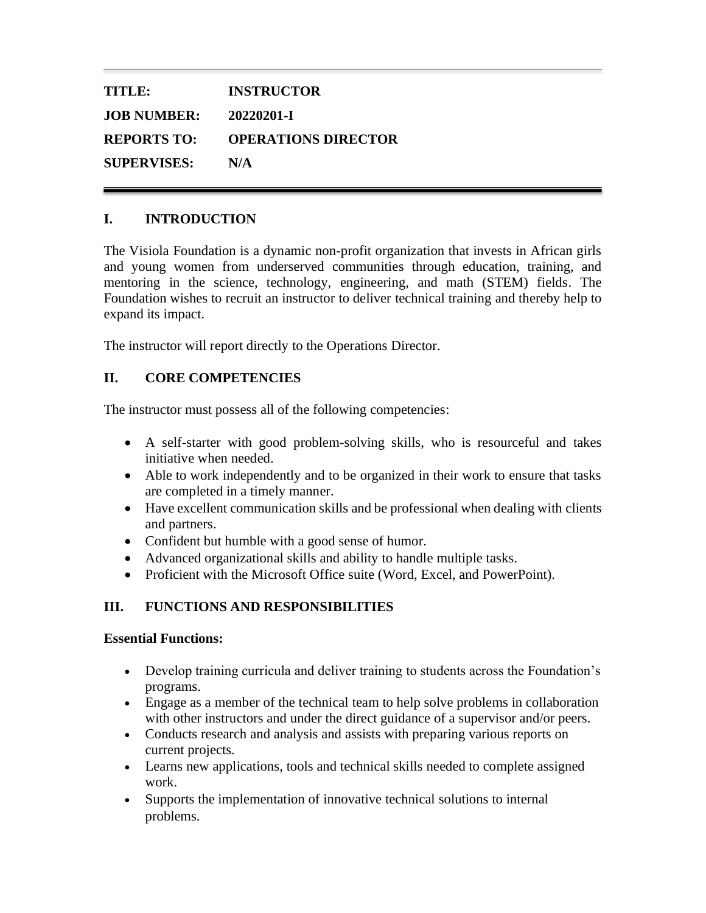---

**TITLE:** **INSTRUCTOR**

**JOB NUMBER:** **20220201-I**

**REPORTS TO:** **OPERATIONS DIRECTOR**

**SUPERVISES:** **N/A**

---

## I. INTRODUCTION

The Visiola Foundation is a dynamic non-profit organization that invests in African girls and young women from underserved communities through education, training, and mentoring in the science, technology, engineering, and math (STEM) fields. The Foundation wishes to recruit an instructor to deliver technical training and thereby help to expand its impact.

The instructor will report directly to the Operations Director.

## II. CORE COMPETENCIES

The instructor must possess all of the following competencies:

- A self-starter with good problem-solving skills, who is resourceful and takes initiative when needed.
- Able to work independently and to be organized in their work to ensure that tasks are completed in a timely manner.
- Have excellent communication skills and be professional when dealing with clients and partners.
- Confident but humble with a good sense of humor.
- Advanced organizational skills and ability to handle multiple tasks.
- Proficient with the Microsoft Office suite (Word, Excel, and PowerPoint).

## III. FUNCTIONS AND RESPONSIBILITIES

**Essential Functions:**

- Develop training curricula and deliver training to students across the Foundation's programs.
- Engage as a member of the technical team to help solve problems in collaboration with other instructors and under the direct guidance of a supervisor and/or peers.
- Conducts research and analysis and assists with preparing various reports on current projects.
- Learns new applications, tools and technical skills needed to complete assigned work.
- Supports the implementation of innovative technical solutions to internal problems.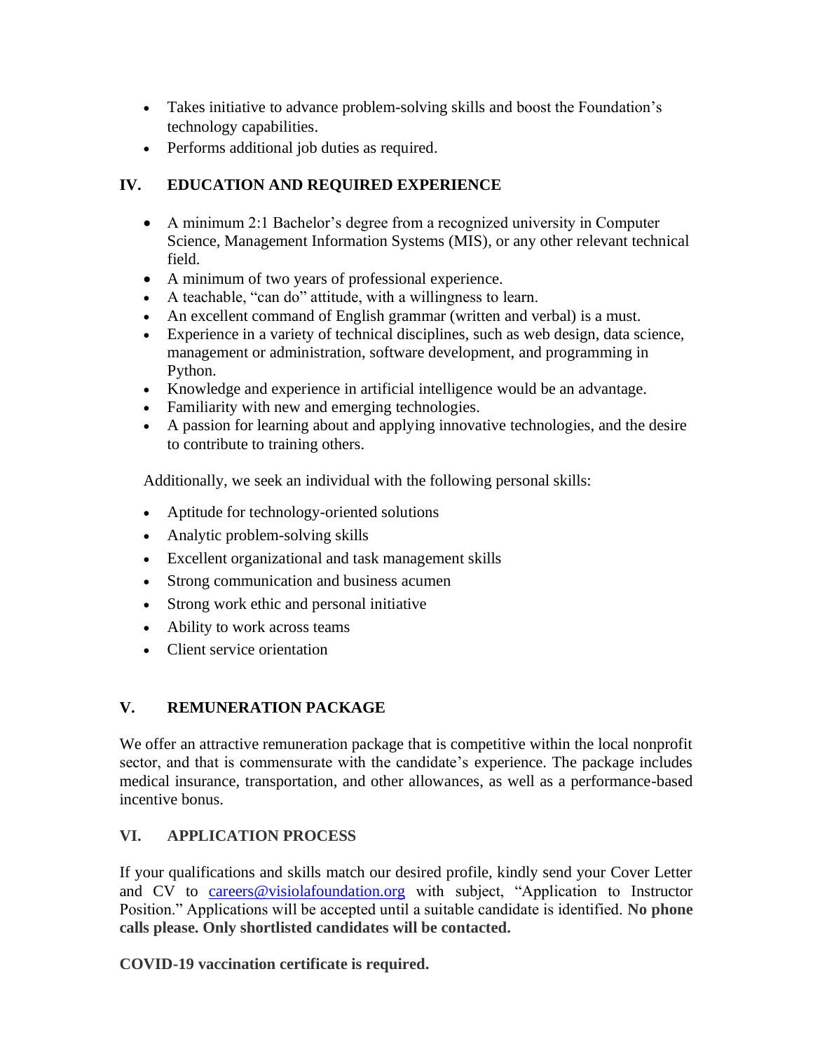- Takes initiative to advance problem-solving skills and boost the Foundation's technology capabilities.
- Performs additional job duties as required.

## IV. EDUCATION AND REQUIRED EXPERIENCE

- A minimum 2:1 Bachelor's degree from a recognized university in Computer Science, Management Information Systems (MIS), or any other relevant technical field.
- A minimum of two years of professional experience.
- A teachable, "can do" attitude, with a willingness to learn.
- An excellent command of English grammar (written and verbal) is a must.
- Experience in a variety of technical disciplines, such as web design, data science, management or administration, software development, and programming in Python.
- Knowledge and experience in artificial intelligence would be an advantage.
- Familiarity with new and emerging technologies.
- A passion for learning about and applying innovative technologies, and the desire to contribute to training others.

Additionally, we seek an individual with the following personal skills:

- Aptitude for technology-oriented solutions
- Analytic problem-solving skills
- Excellent organizational and task management skills
- Strong communication and business acumen
- Strong work ethic and personal initiative
- Ability to work across teams
- Client service orientation

## V. REMUNERATION PACKAGE

We offer an attractive remuneration package that is competitive within the local nonprofit sector, and that is commensurate with the candidate's experience. The package includes medical insurance, transportation, and other allowances, as well as a performance-based incentive bonus.

## VI. APPLICATION PROCESS

If your qualifications and skills match our desired profile, kindly send your Cover Letter and CV to careers@visiolafoundation.org with subject, "Application to Instructor Position." Applications will be accepted until a suitable candidate is identified. **No phone calls please. Only shortlisted candidates will be contacted.**

**COVID-19 vaccination certificate is required.**